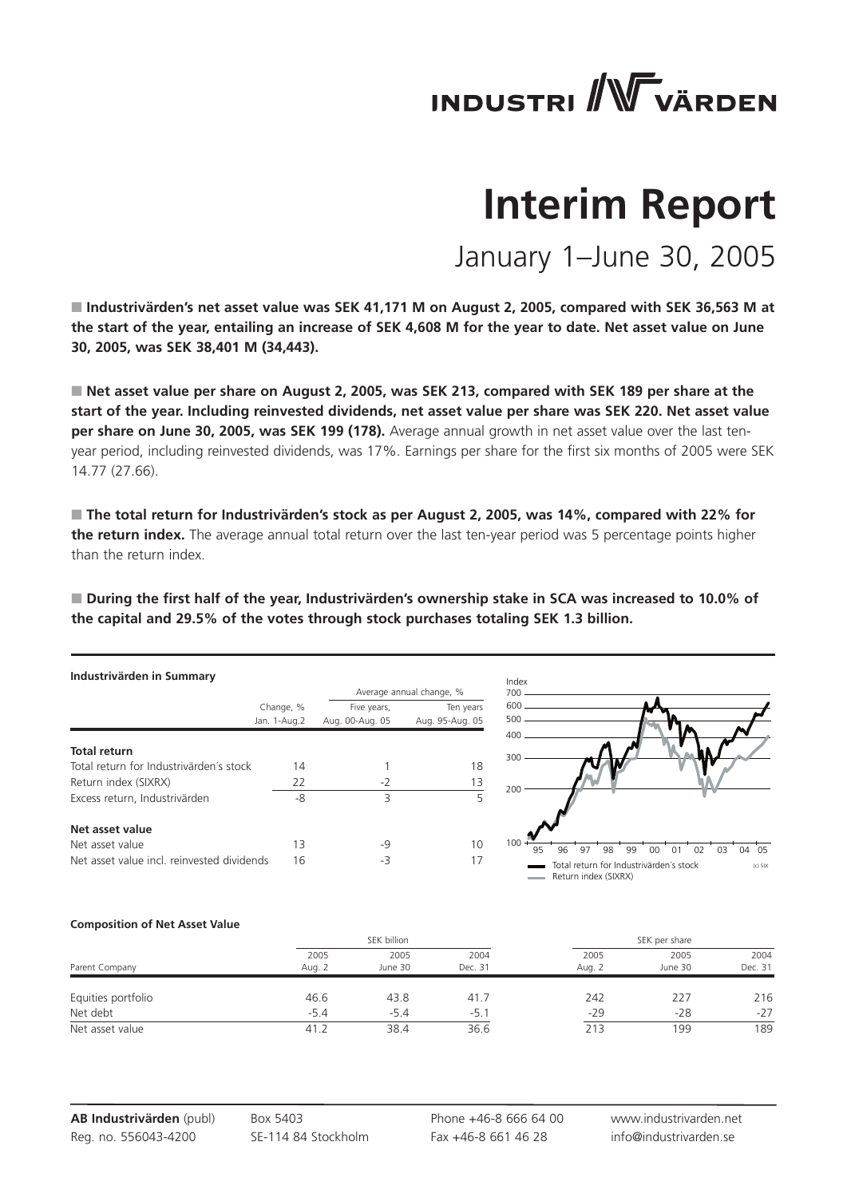# INDUSTRIVÄRDEN

# Interim Report

## January 1–June 30, 2005

■ **Industrivärden's net asset value was SEK 41,171 M on August 2, 2005, compared with SEK 36,563 M at the start of the year, entailing an increase of SEK 4,608 M for the year to date. Net asset value on June 30, 2005, was SEK 38,401 M (34,443).**

■ **Net asset value per share on August 2, 2005, was SEK 213, compared with SEK 189 per share at the start of the year. Including reinvested dividends, net asset value per share was SEK 220. Net asset value per share on June 30, 2005, was SEK 199 (178).** Average annual growth in net asset value over the last ten-year period, including reinvested dividends, was 17%. Earnings per share for the first six months of 2005 were SEK 14.77 (27.66).

■ **The total return for Industrivärden's stock as per August 2, 2005, was 14%, compared with 22% for the return index.** The average annual total return over the last ten-year period was 5 percentage points higher than the return index.

■ **During the first half of the year, Industrivärden's ownership stake in SCA was increased to 10.0% of the capital and 29.5% of the votes through stock purchases totaling SEK 1.3 billion.**

**Industrivärden in Summary**

| | Change, % | Average annual change, % | |
|---|---|---|---|
| | Jan. 1-Aug.2 | Five years, Aug. 00-Aug. 05 | Ten years Aug. 95-Aug. 05 |
| **Total return** | | | |
| Total return for Industrivärden´s stock | 14 | 1 | 18 |
| Return index (SIXRX) | 22 | -2 | 13 |
| Excess return, Industrivärden | -8 | 3 | 5 |
| **Net asset value** | | | |
| Net asset value | 13 | -9 | 10 |
| Net asset value incl. reinvested dividends | 16 | -3 | 17 |

Index chart, 95–05: Total return for Industrivärden´s stock; Return index (SIXRX). (c) SIX

**Composition of Net Asset Value**

| | SEK billion | | | SEK per share | | |
|---|---|---|---|---|---|---|
| Parent Company | 2005 Aug. 2 | 2005 June 30 | 2004 Dec. 31 | 2005 Aug. 2 | 2005 June 30 | 2004 Dec. 31 |
| Equities portfolio | 46.6 | 43.8 | 41.7 | 242 | 227 | 216 |
| Net debt | -5.4 | -5.4 | -5.1 | -29 | -28 | -27 |
| Net asset value | 41.2 | 38.4 | 36.6 | 213 | 199 | 189 |

**AB Industrivärden** (publ) Reg. no. 556043-4200 | Box 5403 SE-114 84 Stockholm | Phone +46-8 666 64 00 Fax +46-8 661 46 28 | www.industrivarden.net info@industrivarden.se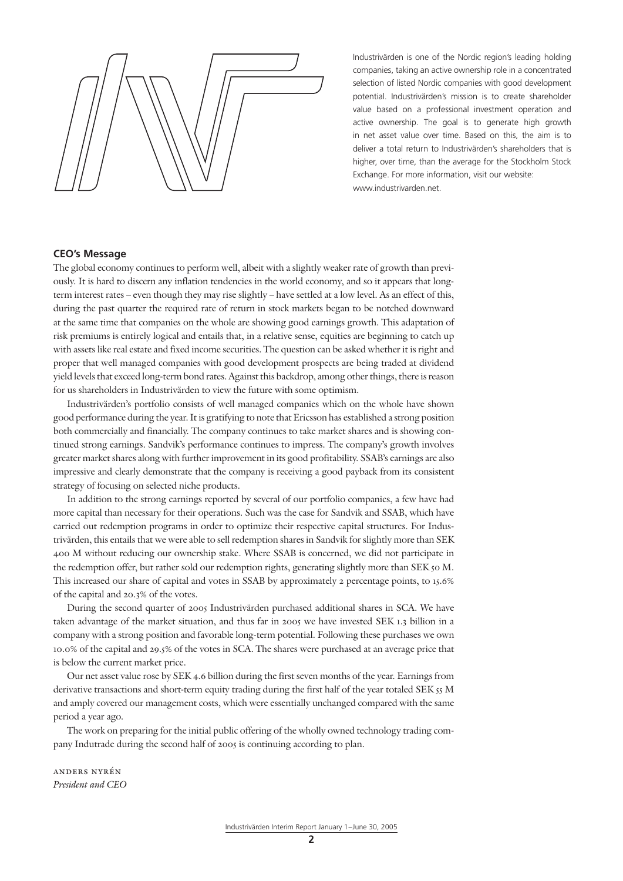Industrivärden is one of the Nordic region's leading holding companies, taking an active ownership role in a concentrated selection of listed Nordic companies with good development potential. Industrivärden's mission is to create shareholder value based on a professional investment operation and active ownership. The goal is to generate high growth in net asset value over time. Based on this, the aim is to deliver a total return to Industrivärden's shareholders that is higher, over time, than the average for the Stockholm Stock Exchange. For more information, visit our website: www.industrivarden.net.

## CEO's Message

The global economy continues to perform well, albeit with a slightly weaker rate of growth than previously. It is hard to discern any inflation tendencies in the world economy, and so it appears that long-term interest rates – even though they may rise slightly – have settled at a low level. As an effect of this, during the past quarter the required rate of return in stock markets began to be notched downward at the same time that companies on the whole are showing good earnings growth. This adaptation of risk premiums is entirely logical and entails that, in a relative sense, equities are beginning to catch up with assets like real estate and fixed income securities. The question can be asked whether it is right and proper that well managed companies with good development prospects are being traded at dividend yield levels that exceed long-term bond rates. Against this backdrop, among other things, there is reason for us shareholders in Industrivärden to view the future with some optimism.

Industrivärden's portfolio consists of well managed companies which on the whole have shown good performance during the year. It is gratifying to note that Ericsson has established a strong position both commercially and financially. The company continues to take market shares and is showing continued strong earnings. Sandvik's performance continues to impress. The company's growth involves greater market shares along with further improvement in its good profitability. SSAB's earnings are also impressive and clearly demonstrate that the company is receiving a good payback from its consistent strategy of focusing on selected niche products.

In addition to the strong earnings reported by several of our portfolio companies, a few have had more capital than necessary for their operations. Such was the case for Sandvik and SSAB, which have carried out redemption programs in order to optimize their respective capital structures. For Industrivärden, this entails that we were able to sell redemption shares in Sandvik for slightly more than SEK 400 M without reducing our ownership stake. Where SSAB is concerned, we did not participate in the redemption offer, but rather sold our redemption rights, generating slightly more than SEK 50 M. This increased our share of capital and votes in SSAB by approximately 2 percentage points, to 15.6% of the capital and 20.3% of the votes.

During the second quarter of 2005 Industrivärden purchased additional shares in SCA. We have taken advantage of the market situation, and thus far in 2005 we have invested SEK 1.3 billion in a company with a strong position and favorable long-term potential. Following these purchases we own 10.0% of the capital and 29.5% of the votes in SCA. The shares were purchased at an average price that is below the current market price.

Our net asset value rose by SEK 4.6 billion during the first seven months of the year. Earnings from derivative transactions and short-term equity trading during the first half of the year totaled SEK 55 M and amply covered our management costs, which were essentially unchanged compared with the same period a year ago.

The work on preparing for the initial public offering of the wholly owned technology trading company Indutrade during the second half of 2005 is continuing according to plan.

ANDERS NYRÉN
*President and CEO*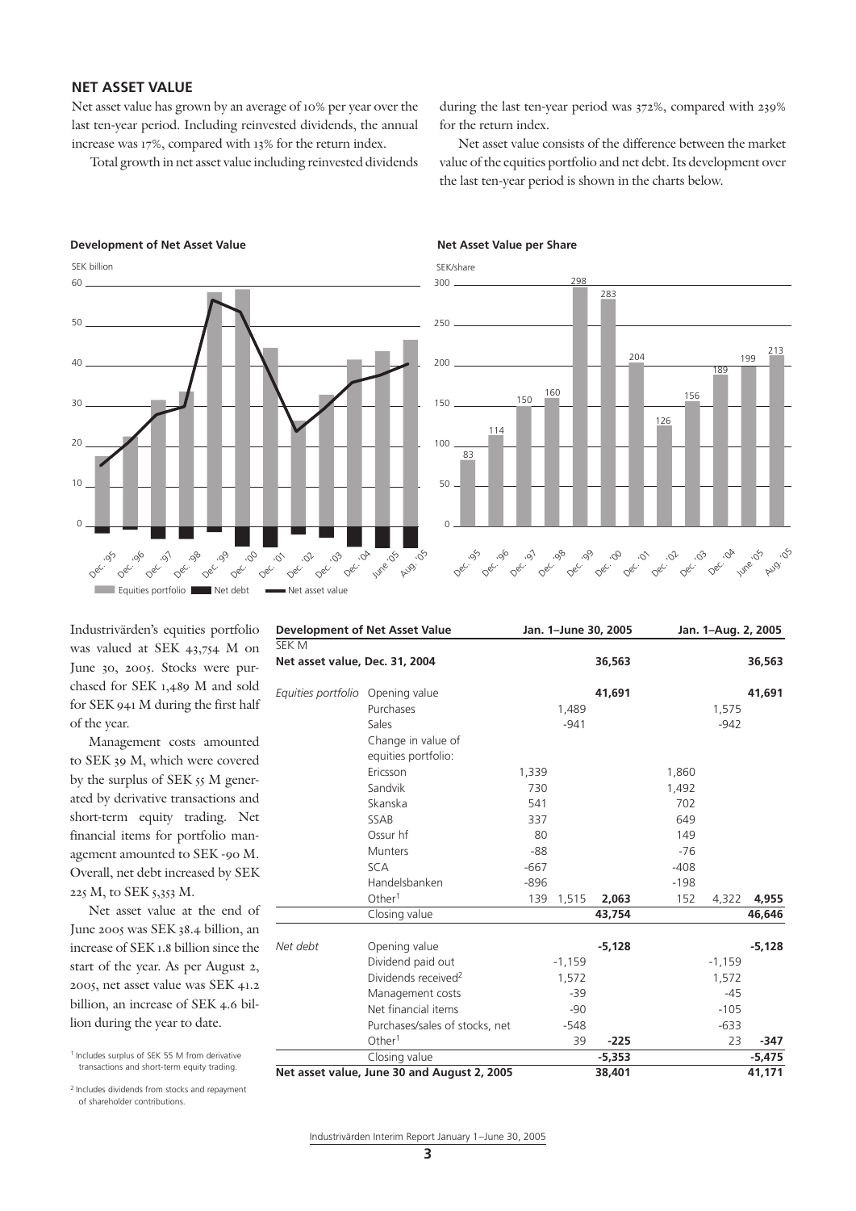## NET ASSET VALUE

Net asset value has grown by an average of 10% per year over the last ten-year period. Including reinvested dividends, the annual increase was 17%, compared with 13% for the return index.

Total growth in net asset value including reinvested dividends during the last ten-year period was 372%, compared with 239% for the return index.

Net asset value consists of the difference between the market value of the equities portfolio and net debt. Its development over the last ten-year period is shown in the charts below.

**Development of Net Asset Value**

SEK billion

Equities portfolio | Net debt | Net asset value

**Net Asset Value per Share**

SEK/share

| Dec. '95 | Dec. '96 | Dec. '97 | Dec. '98 | Dec. '99 | Dec. '00 | Dec. '01 | Dec. '02 | Dec. '03 | Dec. '04 | June '05 | Aug. '05 |
|---|---|---|---|---|---|---|---|---|---|---|---|
| 83 | 114 | 150 | 160 | 298 | 283 | 204 | 126 | 156 | 189 | 199 | 213 |

Industrivärden's equities portfolio was valued at SEK 43,754 M on June 30, 2005. Stocks were purchased for SEK 1,489 M and sold for SEK 941 M during the first half of the year.

Management costs amounted to SEK 39 M, which were covered by the surplus of SEK 55 M generated by derivative transactions and short-term equity trading. Net financial items for portfolio management amounted to SEK -90 M. Overall, net debt increased by SEK 225 M, to SEK 5,353 M.

Net asset value at the end of June 2005 was SEK 38.4 billion, an increase of SEK 1.8 billion since the start of the year. As per August 2, 2005, net asset value was SEK 41.2 billion, an increase of SEK 4.6 billion during the year to date.

| **Development of Net Asset Value** | | Jan. 1–June 30, 2005 | | | Jan. 1–Aug. 2, 2005 | | |
|---|---|---|---|---|---|---|---|
| SEK M | | | | | | | |
| **Net asset value, Dec. 31, 2004** | | | | **36,563** | | | **36,563** |
| *Equities portfolio* | Opening value | | | **41,691** | | | **41,691** |
| | Purchases | | 1,489 | | | 1,575 | |
| | Sales | | -941 | | | -942 | |
| | Change in value of equities portfolio: | | | | | | |
| | Ericsson | 1,339 | | | 1,860 | | |
| | Sandvik | 730 | | | 1,492 | | |
| | Skanska | 541 | | | 702 | | |
| | SSAB | 337 | | | 649 | | |
| | Ossur hf | 80 | | | 149 | | |
| | Munters | -88 | | | -76 | | |
| | SCA | -667 | | | -408 | | |
| | Handelsbanken | -896 | | | -198 | | |
| | Other[1] | 139 | 1,515 | **2,063** | 152 | 4,322 | **4,955** |
| | Closing value | | | **43,754** | | | **46,646** |
| *Net debt* | Opening value | | | **-5,128** | | | **-5,128** |
| | Dividend paid out | | -1,159 | | | -1,159 | |
| | Dividends received[2] | | 1,572 | | | 1,572 | |
| | Management costs | | -39 | | | -45 | |
| | Net financial items | | -90 | | | -105 | |
| | Purchases/sales of stocks, net | | -548 | | | -633 | |
| | Other[1] | | 39 | **-225** | | 23 | **-347** |
| | Closing value | | | **-5,353** | | | **-5,475** |
| **Net asset value, June 30 and August 2, 2005** | | | | **38,401** | | | **41,171** |

[1] Includes surplus of SEK 55 M from derivative transactions and short-term equity trading.

[2] Includes dividends from stocks and repayment of shareholder contributions.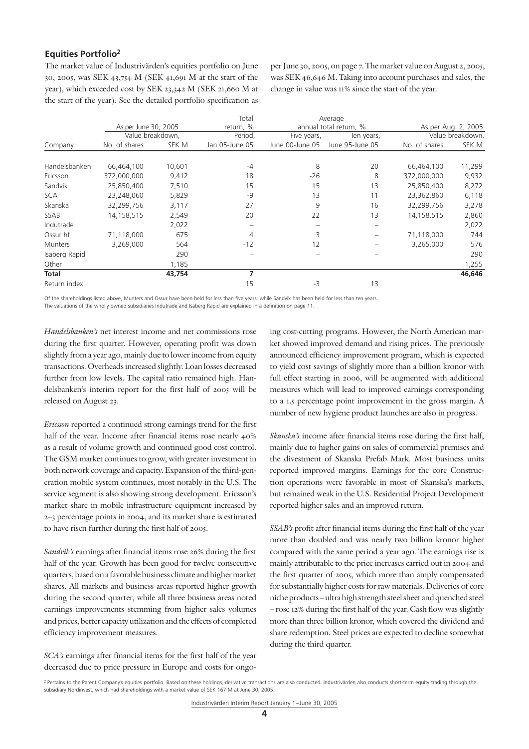### Equities Portfolio[2]

The market value of Industrivärden's equities portfolio on June 30, 2005, was SEK 43,754 M (SEK 41,691 M at the start of the year), which exceeded cost by SEK 23,342 M (SEK 21,660 M at the start of the year). See the detailed portfolio specification as per June 30, 2005, on page 7. The market value on August 2, 2005, was SEK 46,646 M. Taking into account purchases and sales, the change in value was 11% since the start of the year.

| Company | As per June 30, 2005 | | Total return, % | Average annual total return, % | | As per Aug. 2, 2005 | |
|---|---|---|---|---|---|---|---|
| | Value breakdown, | | Period, | Five years, | Ten years, | Value breakdown, | |
| | No. of shares | SEK M | Jan 05-June 05 | June 00-June 05 | June 95-June 05 | No. of shares | SEK M |
| Handelsbanken | 66,464,100 | 10,601 | -4 | 8 | 20 | 66,464,100 | 11,299 |
| Ericsson | 372,000,000 | 9,412 | 18 | -26 | 8 | 372,000,000 | 9,932 |
| Sandvik | 25,850,400 | 7,510 | 15 | 15 | 13 | 25,850,400 | 8,272 |
| SCA | 23,248,060 | 5,829 | -9 | 13 | 11 | 23,362,860 | 6,118 |
| Skanska | 32,299,756 | 3,117 | 27 | 9 | 16 | 32,299,756 | 3,278 |
| SSAB | 14,158,515 | 2,549 | 20 | 22 | 13 | 14,158,515 | 2,860 |
| Indutrade | | 2,022 | – | – | – | | 2,022 |
| Ossur hf | 71,118,000 | 675 | 4 | 3 | – | 71,118,000 | 744 |
| Munters | 3,269,000 | 564 | -12 | 12 | – | 3,265,000 | 576 |
| Isaberg Rapid | | 290 | – | – | – | | 290 |
| Other | | 1,185 | | | | | 1,255 |
| **Total** | | **43,754** | **7** | | | | **46,646** |
| Return index | | | 15 | -3 | 13 | | |

Of the shareholdings listed above, Munters and Ossur have been held for less than five years, while Sandvik has been held for less than ten years.
The valuations of the wholly owned subsidiaries Indutrade and Isaberg Rapid are explained in a definition on page 11.

*Handelsbanken's* net interest income and net commissions rose during the first quarter. However, operating profit was down slightly from a year ago, mainly due to lower income from equity transactions. Overheads increased slightly. Loan losses decreased further from low levels. The capital ratio remained high. Handelsbanken's interim report for the first half of 2005 will be released on August 23.

*Ericsson* reported a continued strong earnings trend for the first half of the year. Income after financial items rose nearly 40% as a result of volume growth and continued good cost control. The GSM market continues to grow, with greater investment in both network coverage and capacity. Expansion of the third-generation mobile system continues, most notably in the U.S. The service segment is also showing strong development. Ericsson's market share in mobile infrastructure equipment increased by 2–3 percentage points in 2004, and its market share is estimated to have risen further during the first half of 2005.

*Sandvik's* earnings after financial items rose 26% during the first half of the year. Growth has been good for twelve consecutive quarters, based on a favorable business climate and higher market shares. All markets and business areas reported higher growth during the second quarter, while all three business areas noted earnings improvements stemming from higher sales volumes and prices, better capacity utilization and the effects of completed efficiency improvement measures.

*SCA's* earnings after financial items for the first half of the year decreased due to price pressure in Europe and costs for ongoing cost-cutting programs. However, the North American market showed improved demand and rising prices. The previously announced efficiency improvement program, which is expected to yield cost savings of slightly more than a billion kronor with full effect starting in 2006, will be augmented with additional measures which will lead to improved earnings corresponding to a 1.5 percentage point improvement in the gross margin. A number of new hygiene product launches are also in progress.

*Skanska's* income after financial items rose during the first half, mainly due to higher gains on sales of commercial premises and the divestment of Skanska Prefab Mark. Most business units reported improved margins. Earnings for the core Construction operations were favorable in most of Skanska's markets, but remained weak in the U.S. Residential Project Development reported higher sales and an improved return.

*SSAB's* profit after financial items during the first half of the year more than doubled and was nearly two billion kronor higher compared with the same period a year ago. The earnings rise is mainly attributable to the price increases carried out in 2004 and the first quarter of 2005, which more than amply compensated for substantially higher costs for raw materials. Deliveries of core niche products – ultra high strength steel sheet and quenched steel – rose 12% during the first half of the year. Cash flow was slightly more than three billion kronor, which covered the dividend and share redemption. Steel prices are expected to decline somewhat during the third quarter.

[2] Pertains to the Parent Company's equities portfolio. Based on these holdings, derivative transactions are also conducted. Industrivärden also conducts short-term equity trading through the subsidiary Nordinvest, which had shareholdings with a market value of SEK 167 M at June 30, 2005.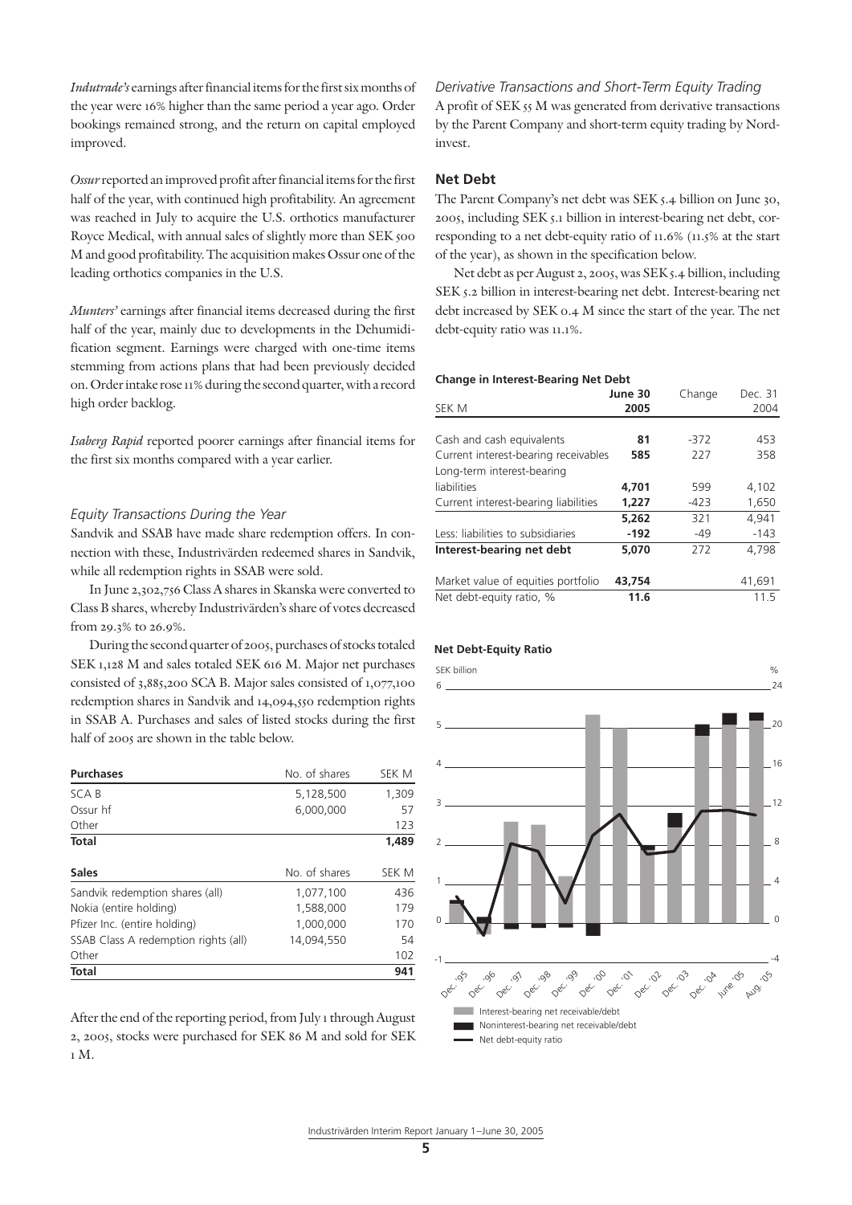*Indutrade's* earnings after financial items for the first six months of the year were 16% higher than the same period a year ago. Order bookings remained strong, and the return on capital employed improved.

*Ossur* reported an improved profit after financial items for the first half of the year, with continued high profitability. An agreement was reached in July to acquire the U.S. orthotics manufacturer Royce Medical, with annual sales of slightly more than SEK 500 M and good profitability. The acquisition makes Ossur one of the leading orthotics companies in the U.S.

*Munters'* earnings after financial items decreased during the first half of the year, mainly due to developments in the Dehumidification segment. Earnings were charged with one-time items stemming from actions plans that had been previously decided on. Order intake rose 11% during the second quarter, with a record high order backlog.

*Isaberg Rapid* reported poorer earnings after financial items for the first six months compared with a year earlier.

### *Equity Transactions During the Year*

Sandvik and SSAB have made share redemption offers. In connection with these, Industrivärden redeemed shares in Sandvik, while all redemption rights in SSAB were sold.

In June 2,302,756 Class A shares in Skanska were converted to Class B shares, whereby Industrivärden's share of votes decreased from 29.3% to 26.9%.

During the second quarter of 2005, purchases of stocks totaled SEK 1,128 M and sales totaled SEK 616 M. Major net purchases consisted of 3,885,200 SCA B. Major sales consisted of 1,077,100 redemption shares in Sandvik and 14,094,550 redemption rights in SSAB A. Purchases and sales of listed stocks during the first half of 2005 are shown in the table below.

| **Purchases** | No. of shares | SEK M |
|---|---|---|
| SCA B | 5,128,500 | 1,309 |
| Ossur hf | 6,000,000 | 57 |
| Other | | 123 |
| **Total** | | **1,489** |

| **Sales** | No. of shares | SEK M |
|---|---|---|
| Sandvik redemption shares (all) | 1,077,100 | 436 |
| Nokia (entire holding) | 1,588,000 | 179 |
| Pfizer Inc. (entire holding) | 1,000,000 | 170 |
| SSAB Class A redemption rights (all) | 14,094,550 | 54 |
| Other | | 102 |
| **Total** | | **941** |

After the end of the reporting period, from July 1 through August 2, 2005, stocks were purchased for SEK 86 M and sold for SEK 1 M.

### *Derivative Transactions and Short-Term Equity Trading*

A profit of SEK 55 M was generated from derivative transactions by the Parent Company and short-term equity trading by Nordinvest.

## Net Debt

The Parent Company's net debt was SEK 5.4 billion on June 30, 2005, including SEK 5.1 billion in interest-bearing net debt, corresponding to a net debt-equity ratio of 11.6% (11.5% at the start of the year), as shown in the specification below.

Net debt as per August 2, 2005, was SEK 5.4 billion, including SEK 5.2 billion in interest-bearing net debt. Interest-bearing net debt increased by SEK 0.4 M since the start of the year. The net debt-equity ratio was 11.1%.

**Change in Interest-Bearing Net Debt**

| SEK M | **June 30 2005** | Change | Dec. 31 2004 |
|---|---|---|---|
| Cash and cash equivalents | **81** | -372 | 453 |
| Current interest-bearing receivables | **585** | 227 | 358 |
| Long-term interest-bearing liabilities | **4,701** | 599 | 4,102 |
| Current interest-bearing liabilities | **1,227** | -423 | 1,650 |
| | **5,262** | 321 | 4,941 |
| Less: liabilities to subsidiaries | **-192** | -49 | -143 |
| **Interest-bearing net debt** | **5,070** | 272 | 4,798 |
| Market value of equities portfolio | **43,754** | | 41,691 |
| Net debt-equity ratio, % | **11.6** | | 11.5 |

**Net Debt-Equity Ratio**

SEK billion / %

Dec. '95, Dec. '96, Dec. '97, Dec. '98, Dec. '99, Dec. '00, Dec. '01, Dec. '02, Dec. '03, Dec. '04, June '05, Aug. '05

- Interest-bearing net receivable/debt
- Noninterest-bearing net receivable/debt
- Net debt-equity ratio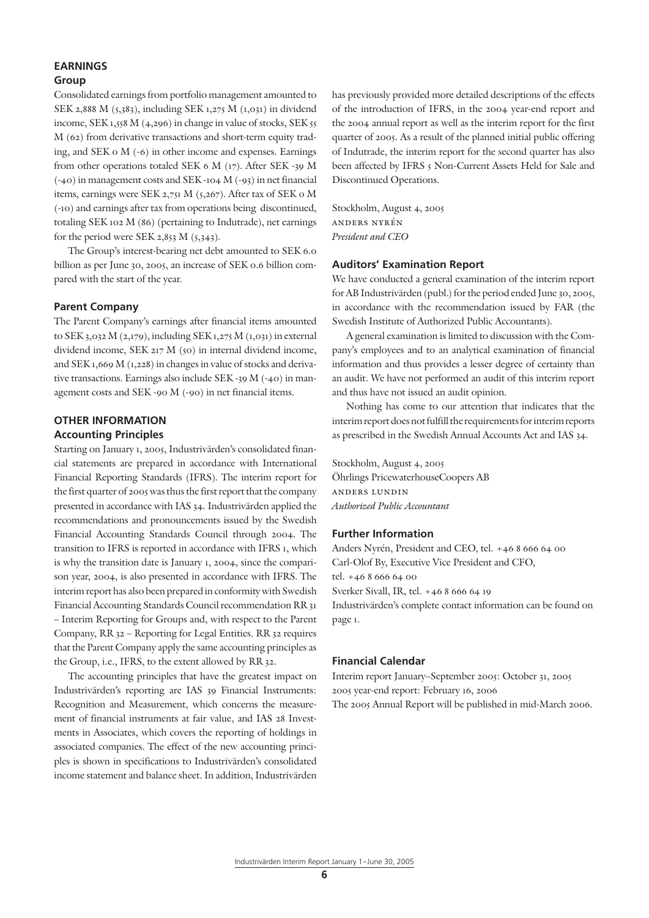## EARNINGS

### Group

Consolidated earnings from portfolio management amounted to SEK 2,888 M (5,383), including SEK 1,275 M (1,031) in dividend income, SEK 1,558 M (4,296) in change in value of stocks, SEK 55 M (62) from derivative transactions and short-term equity trading, and SEK 0 M (-6) in other income and expenses. Earnings from other operations totaled SEK 6 M (17). After SEK -39 M (-40) in management costs and SEK -104 M (-93) in net financial items, earnings were SEK 2,751 M (5,267). After tax of SEK 0 M (-10) and earnings after tax from operations being discontinued, totaling SEK 102 M (86) (pertaining to Indutrade), net earnings for the period were SEK 2,853 M (5,343).

The Group's interest-bearing net debt amounted to SEK 6.0 billion as per June 30, 2005, an increase of SEK 0.6 billion compared with the start of the year.

### Parent Company

The Parent Company's earnings after financial items amounted to SEK 3,032 M (2,179), including SEK 1,275 M (1,031) in external dividend income, SEK 217 M (50) in internal dividend income, and SEK 1,669 M (1,228) in changes in value of stocks and derivative transactions. Earnings also include SEK -39 M (-40) in management costs and SEK -90 M (-90) in net financial items.

## OTHER INFORMATION

### Accounting Principles

Starting on January 1, 2005, Industrivärden's consolidated financial statements are prepared in accordance with International Financial Reporting Standards (IFRS). The interim report for the first quarter of 2005 was thus the first report that the company presented in accordance with IAS 34. Industrivärden applied the recommendations and pronouncements issued by the Swedish Financial Accounting Standards Council through 2004. The transition to IFRS is reported in accordance with IFRS 1, which is why the transition date is January 1, 2004, since the comparison year, 2004, is also presented in accordance with IFRS. The interim report has also been prepared in conformity with Swedish Financial Accounting Standards Council recommendation RR 31 – Interim Reporting for Groups and, with respect to the Parent Company, RR 32 – Reporting for Legal Entities. RR 32 requires that the Parent Company apply the same accounting principles as the Group, i.e., IFRS, to the extent allowed by RR 32.

The accounting principles that have the greatest impact on Industrivärden's reporting are IAS 39 Financial Instruments: Recognition and Measurement, which concerns the measurement of financial instruments at fair value, and IAS 28 Investments in Associates, which covers the reporting of holdings in associated companies. The effect of the new accounting principles is shown in specifications to Industrivärden's consolidated income statement and balance sheet. In addition, Industrivärden has previously provided more detailed descriptions of the effects of the introduction of IFRS, in the 2004 year-end report and the 2004 annual report as well as the interim report for the first quarter of 2005. As a result of the planned initial public offering of Indutrade, the interim report for the second quarter has also been affected by IFRS 5 Non-Current Assets Held for Sale and Discontinued Operations.

Stockholm, August 4, 2005
ANDERS NYRÉN
*President and CEO*

### Auditors' Examination Report

We have conducted a general examination of the interim report for AB Industrivärden (publ.) for the period ended June 30, 2005, in accordance with the recommendation issued by FAR (the Swedish Institute of Authorized Public Accountants).

A general examination is limited to discussion with the Company's employees and to an analytical examination of financial information and thus provides a lesser degree of certainty than an audit. We have not performed an audit of this interim report and thus have not issued an audit opinion.

Nothing has come to our attention that indicates that the interim report does not fulfill the requirements for interim reports as prescribed in the Swedish Annual Accounts Act and IAS 34.

Stockholm, August 4, 2005
Öhrlings PricewaterhouseCoopers AB
ANDERS LUNDIN
*Authorized Public Accountant*

### Further Information

Anders Nyrén, President and CEO, tel. +46 8 666 64 00
Carl-Olof By, Executive Vice President and CFO,
tel. +46 8 666 64 00
Sverker Sivall, IR, tel. +46 8 666 64 19
Industrivärden's complete contact information can be found on page 1.

### Financial Calendar

Interim report January–September 2005: October 31, 2005
2005 year-end report: February 16, 2006
The 2005 Annual Report will be published in mid-March 2006.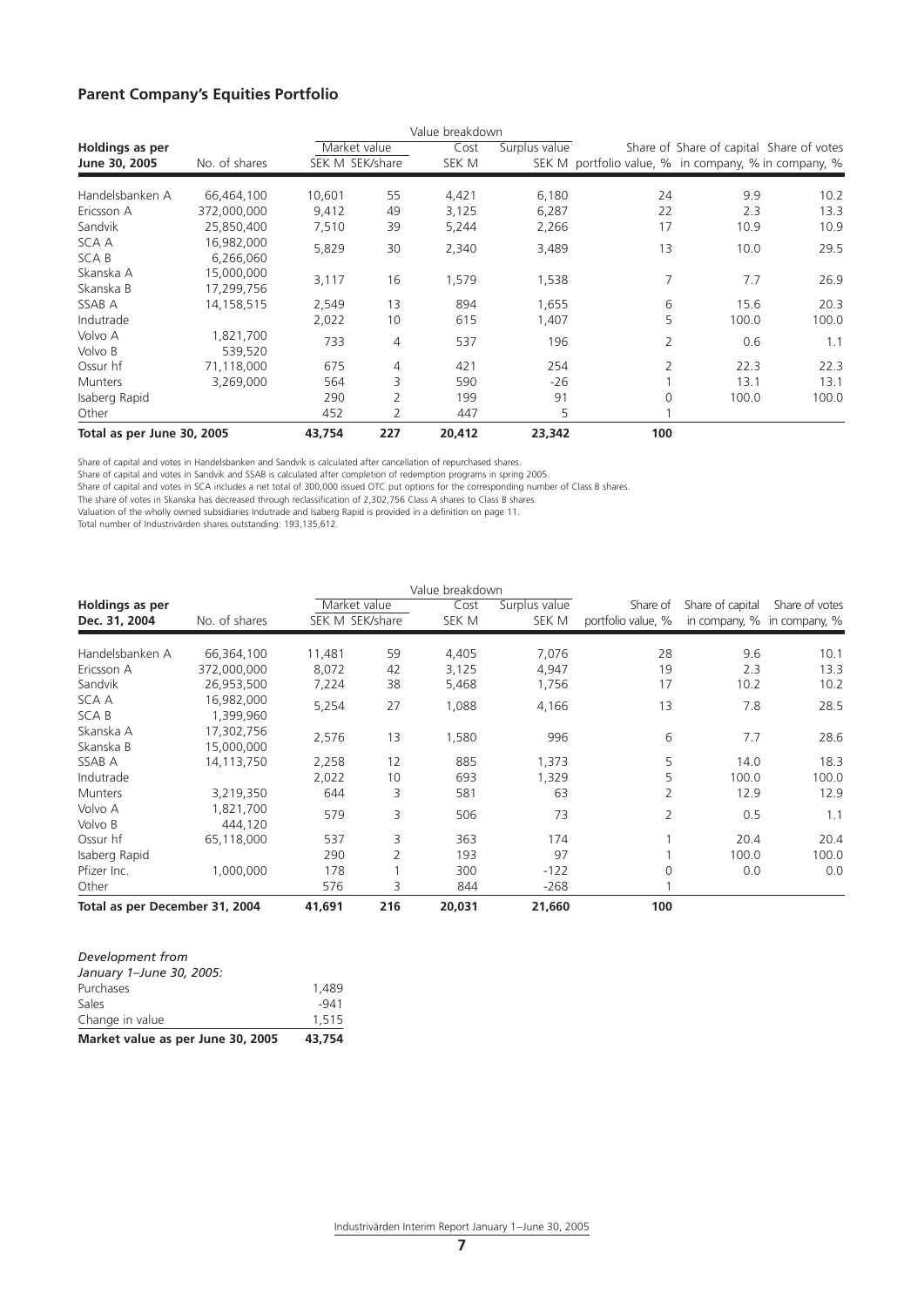## Parent Company's Equities Portfolio

| Holdings as per June 30, 2005 | No. of shares | Market value SEK M | Market value SEK/share | Value breakdown Cost SEK M | Surplus value SEK M | Share of portfolio value, % | Share of capital in company, % | Share of votes in company, % |
|---|---|---|---|---|---|---|---|---|
| Handelsbanken A | 66,464,100 | 10,601 | 55 | 4,421 | 6,180 | 24 | 9.9 | 10.2 |
| Ericsson A | 372,000,000 | 9,412 | 49 | 3,125 | 6,287 | 22 | 2.3 | 13.3 |
| Sandvik | 25,850,400 | 7,510 | 39 | 5,244 | 2,266 | 17 | 10.9 | 10.9 |
| SCA A | 16,982,000 | 5,829 | 30 | 2,340 | 3,489 | 13 | 10.0 | 29.5 |
| SCA B | 6,266,060 | | | | | | | |
| Skanska A | 15,000,000 | 3,117 | 16 | 1,579 | 1,538 | 7 | 7.7 | 26.9 |
| Skanska B | 17,299,756 | | | | | | | |
| SSAB A | 14,158,515 | 2,549 | 13 | 894 | 1,655 | 6 | 15.6 | 20.3 |
| Indutrade | | 2,022 | 10 | 615 | 1,407 | 5 | 100.0 | 100.0 |
| Volvo A | 1,821,700 | 733 | 4 | 537 | 196 | 2 | 0.6 | 1.1 |
| Volvo B | 539,520 | | | | | | | |
| Ossur hf | 71,118,000 | 675 | 4 | 421 | 254 | 2 | 22.3 | 22.3 |
| Munters | 3,269,000 | 564 | 3 | 590 | -26 | 1 | 13.1 | 13.1 |
| Isaberg Rapid | | 290 | 2 | 199 | 91 | 0 | 100.0 | 100.0 |
| Other | | 452 | 2 | 447 | 5 | 1 | | |
| **Total as per June 30, 2005** | | **43,754** | **227** | **20,412** | **23,342** | **100** | | |

Share of capital and votes in Handelsbanken and Sandvik is calculated after cancellation of repurchased shares.
Share of capital and votes in Sandvik and SSAB is calculated after completion of redemption programs in spring 2005.
Share of capital and votes in SCA includes a net total of 300,000 issued OTC put options for the corresponding number of Class B shares.
The share of votes in Skanska has decreased through reclassification of 2,302,756 Class A shares to Class B shares.
Valuation of the wholly owned subsidiaries Indutrade and Isaberg Rapid is provided in a definition on page 11.
Total number of Industrivärden shares outstanding: 193,135,612.

| Holdings as per Dec. 31, 2004 | No. of shares | Market value SEK M | Market value SEK/share | Value breakdown Cost SEK M | Surplus value SEK M | Share of portfolio value, % | Share of capital in company, % | Share of votes in company, % |
|---|---|---|---|---|---|---|---|---|
| Handelsbanken A | 66,364,100 | 11,481 | 59 | 4,405 | 7,076 | 28 | 9.6 | 10.1 |
| Ericsson A | 372,000,000 | 8,072 | 42 | 3,125 | 4,947 | 19 | 2.3 | 13.3 |
| Sandvik | 26,953,500 | 7,224 | 38 | 5,468 | 1,756 | 17 | 10.2 | 10.2 |
| SCA A | 16,982,000 | 5,254 | 27 | 1,088 | 4,166 | 13 | 7.8 | 28.5 |
| SCA B | 1,399,960 | | | | | | | |
| Skanska A | 17,302,756 | 2,576 | 13 | 1,580 | 996 | 6 | 7.7 | 28.6 |
| Skanska B | 15,000,000 | | | | | | | |
| SSAB A | 14,113,750 | 2,258 | 12 | 885 | 1,373 | 5 | 14.0 | 18.3 |
| Indutrade | | 2,022 | 10 | 693 | 1,329 | 5 | 100.0 | 100.0 |
| Munters | 3,219,350 | 644 | 3 | 581 | 63 | 2 | 12.9 | 12.9 |
| Volvo A | 1,821,700 | 579 | 3 | 506 | 73 | 2 | 0.5 | 1.1 |
| Volvo B | 444,120 | | | | | | | |
| Ossur hf | 65,118,000 | 537 | 3 | 363 | 174 | 1 | 20.4 | 20.4 |
| Isaberg Rapid | | 290 | 2 | 193 | 97 | 1 | 100.0 | 100.0 |
| Pfizer Inc. | 1,000,000 | 178 | 1 | 300 | -122 | 0 | 0.0 | 0.0 |
| Other | | 576 | 3 | 844 | -268 | 1 | | |
| **Total as per December 31, 2004** | | **41,691** | **216** | **20,031** | **21,660** | **100** | | |

| *Development from January 1–June 30, 2005:* | |
|---|---|
| Purchases | 1,489 |
| Sales | -941 |
| Change in value | 1,515 |
| **Market value as per June 30, 2005** | **43,754** |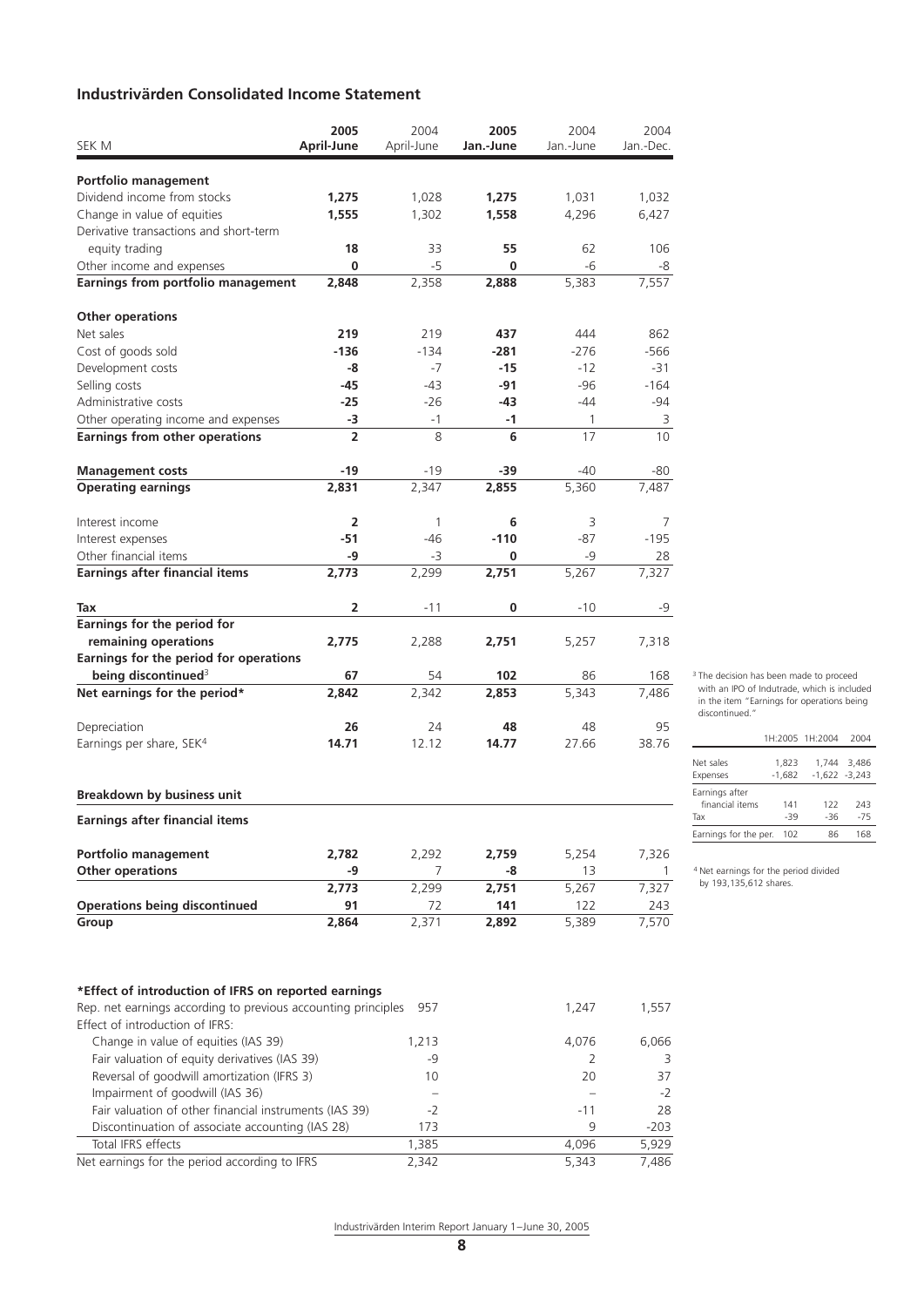## Industrivärden Consolidated Income Statement

| SEK M | 2005 April-June | 2004 April-June | 2005 Jan.-June | 2004 Jan.-June | 2004 Jan.-Dec. |
|---|---|---|---|---|---|
| **Portfolio management** | | | | | |
| Dividend income from stocks | **1,275** | 1,028 | **1,275** | 1,031 | 1,032 |
| Change in value of equities | **1,555** | 1,302 | **1,558** | 4,296 | 6,427 |
| Derivative transactions and short-term equity trading | **18** | 33 | **55** | 62 | 106 |
| Other income and expenses | **0** | -5 | **0** | -6 | -8 |
| **Earnings from portfolio management** | **2,848** | 2,358 | **2,888** | 5,383 | 7,557 |
| **Other operations** | | | | | |
| Net sales | **219** | 219 | **437** | 444 | 862 |
| Cost of goods sold | **-136** | -134 | **-281** | -276 | -566 |
| Development costs | **-8** | -7 | **-15** | -12 | -31 |
| Selling costs | **-45** | -43 | **-91** | -96 | -164 |
| Administrative costs | **-25** | -26 | **-43** | -44 | -94 |
| Other operating income and expenses | **-3** | -1 | **-1** | 1 | 3 |
| **Earnings from other operations** | **2** | 8 | **6** | 17 | 10 |
| **Management costs** | **-19** | -19 | **-39** | -40 | -80 |
| **Operating earnings** | **2,831** | 2,347 | **2,855** | 5,360 | 7,487 |
| Interest income | **2** | 1 | **6** | 3 | 7 |
| Interest expenses | **-51** | -46 | **-110** | -87 | -195 |
| Other financial items | **-9** | -3 | **0** | -9 | 28 |
| **Earnings after financial items** | **2,773** | 2,299 | **2,751** | 5,267 | 7,327 |
| **Tax** | **2** | -11 | **0** | -10 | -9 |
| **Earnings for the period for remaining operations** | **2,775** | 2,288 | **2,751** | 5,257 | 7,318 |
| **Earnings for the period for operations being discontinued**[3] | **67** | 54 | **102** | 86 | 168 |
| **Net earnings for the period*** | **2,842** | 2,342 | **2,853** | 5,343 | 7,486 |
| Depreciation | **26** | 24 | **48** | 48 | 95 |
| Earnings per share, SEK[4] | **14.71** | 12.12 | **14.77** | 27.66 | 38.76 |

[3] The decision has been made to proceed with an IPO of Indutrade, which is included in the item "Earnings for operations being discontinued."

| | 1H:2005 | 1H:2004 | 2004 |
|---|---|---|---|
| Net sales | 1,823 | 1,744 | 3,486 |
| Expenses | -1,682 | -1,622 | -3,243 |
| Earnings after financial items | 141 | 122 | 243 |
| Tax | -39 | -36 | -75 |
| Earnings for the per. | 102 | 86 | 168 |

[4] Net earnings for the period divided by 193,135,612 shares.

### Breakdown by business unit

| Earnings after financial items | 2005 April-June | 2004 April-June | 2005 Jan.-June | 2004 Jan.-June | 2004 Jan.-Dec. |
|---|---|---|---|---|---|
| **Portfolio management** | **2,782** | 2,292 | **2,759** | 5,254 | 7,326 |
| **Other operations** | **-9** | 7 | **-8** | 13 | 1 |
| | **2,773** | 2,299 | **2,751** | 5,267 | 7,327 |
| **Operations being discontinued** | **91** | 72 | **141** | 122 | 243 |
| **Group** | **2,864** | 2,371 | **2,892** | 5,389 | 7,570 |

### *Effect of introduction of IFRS on reported earnings

| | 2004 April-June | 2004 Jan.-June | 2004 Jan.-Dec. |
|---|---|---|---|
| Rep. net earnings according to previous accounting principles | 957 | 1,247 | 1,557 |
| Effect of introduction of IFRS: | | | |
| Change in value of equities (IAS 39) | 1,213 | 4,076 | 6,066 |
| Fair valuation of equity derivatives (IAS 39) | -9 | 2 | 3 |
| Reversal of goodwill amortization (IFRS 3) | 10 | 20 | 37 |
| Impairment of goodwill (IAS 36) | – | – | -2 |
| Fair valuation of other financial instruments (IAS 39) | -2 | -11 | 28 |
| Discontinuation of associate accounting (IAS 28) | 173 | 9 | -203 |
| Total IFRS effects | 1,385 | 4,096 | 5,929 |
| Net earnings for the period according to IFRS | 2,342 | 5,343 | 7,486 |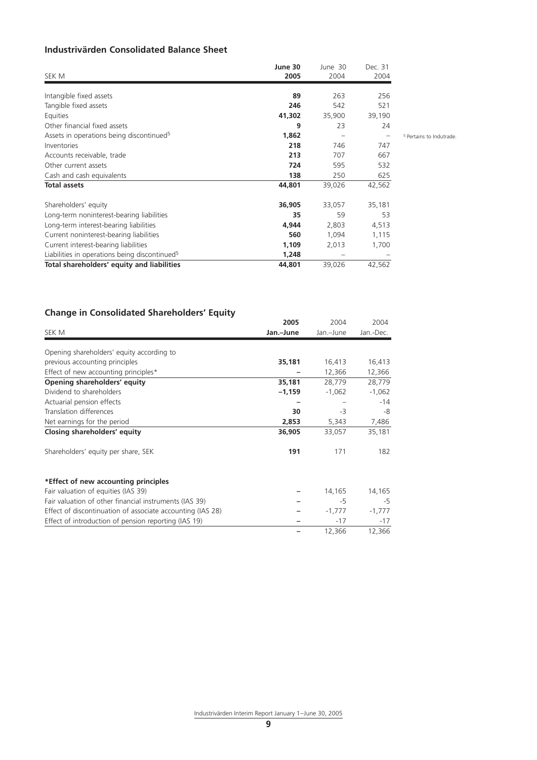## Industrivärden Consolidated Balance Sheet

| SEK M | June 30 2005 | June 30 2004 | Dec. 31 2004 |
|---|---|---|---|
| Intangible fixed assets | **89** | 263 | 256 |
| Tangible fixed assets | **246** | 542 | 521 |
| Equities | **41,302** | 35,900 | 39,190 |
| Other financial fixed assets | **9** | 23 | 24 |
| Assets in operations being discontinued[5] | **1,862** | – | – |
| Inventories | **218** | 746 | 747 |
| Accounts receivable, trade | **213** | 707 | 667 |
| Other current assets | **724** | 595 | 532 |
| Cash and cash equivalents | **138** | 250 | 625 |
| **Total assets** | **44,801** | 39,026 | 42,562 |
| | | | |
| Shareholders' equity | **36,905** | 33,057 | 35,181 |
| Long-term noninterest-bearing liabilities | **35** | 59 | 53 |
| Long-term interest-bearing liabilities | **4,944** | 2,803 | 4,513 |
| Current noninterest-bearing liabilities | **560** | 1,094 | 1,115 |
| Current interest-bearing liabilities | **1,109** | 2,013 | 1,700 |
| Liabilities in operations being discontinued[5] | **1,248** | – | – |
| **Total shareholders' equity and liabilities** | **44,801** | 39,026 | 42,562 |

[5] Pertains to Indutrade.

## Change in Consolidated Shareholders' Equity

| SEK M | 2005 Jan.–June | 2004 Jan.–June | 2004 Jan.-Dec. |
|---|---|---|---|
| Opening shareholders' equity according to previous accounting principles | **35,181** | 16,413 | 16,413 |
| Effect of new accounting principles* | **–** | 12,366 | 12,366 |
| **Opening shareholders' equity** | **35,181** | 28,779 | 28,779 |
| Dividend to shareholders | **–1,159** | -1,062 | -1,062 |
| Actuarial pension effects | **–** | – | -14 |
| Translation differences | **30** | -3 | -8 |
| Net earnings for the period | **2,853** | 5,343 | 7,486 |
| **Closing shareholders' equity** | **36,905** | 33,057 | 35,181 |
| | | | |
| Shareholders' equity per share, SEK | **191** | 171 | 182 |
| | | | |
| ***Effect of new accounting principles** | | | |
| Fair valuation of equities (IAS 39) | **–** | 14,165 | 14,165 |
| Fair valuation of other financial instruments (IAS 39) | **–** | -5 | -5 |
| Effect of discontinuation of associate accounting (IAS 28) | **–** | -1,777 | -1,777 |
| Effect of introduction of pension reporting (IAS 19) | **–** | -17 | -17 |
| | **–** | 12,366 | 12,366 |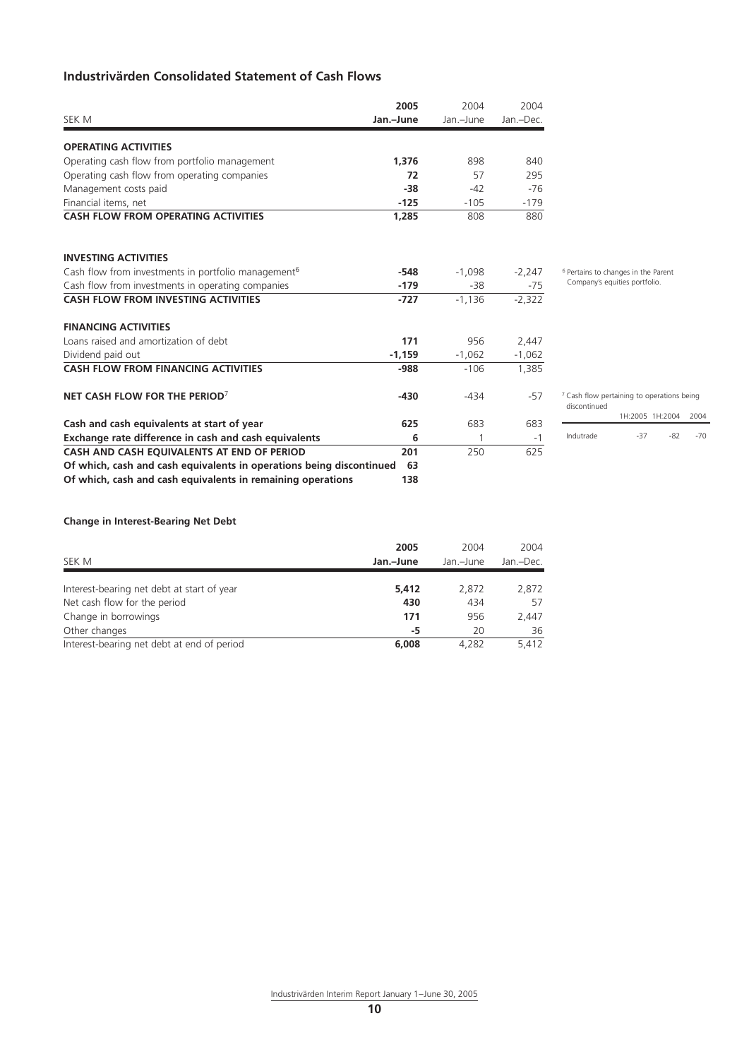## Industrivärden Consolidated Statement of Cash Flows

| SEK M | 2005 Jan.–June | 2004 Jan.–June | 2004 Jan.–Dec. |
|---|---|---|---|
| **OPERATING ACTIVITIES** | | | |
| Operating cash flow from portfolio management | **1,376** | 898 | 840 |
| Operating cash flow from operating companies | **72** | 57 | 295 |
| Management costs paid | **-38** | -42 | -76 |
| Financial items, net | **-125** | -105 | -179 |
| **CASH FLOW FROM OPERATING ACTIVITIES** | **1,285** | 808 | 880 |
| | | | |
| **INVESTING ACTIVITIES** | | | |
| Cash flow from investments in portfolio management[6] | **-548** | -1,098 | -2,247 |
| Cash flow from investments in operating companies | **-179** | -38 | -75 |
| **CASH FLOW FROM INVESTING ACTIVITIES** | **-727** | -1,136 | -2,322 |
| | | | |
| **FINANCING ACTIVITIES** | | | |
| Loans raised and amortization of debt | **171** | 956 | 2,447 |
| Dividend paid out | **-1,159** | -1,062 | -1,062 |
| **CASH FLOW FROM FINANCING ACTIVITIES** | **-988** | -106 | 1,385 |
| | | | |
| **NET CASH FLOW FOR THE PERIOD**[7] | **-430** | -434 | -57 |
| | | | |
| **Cash and cash equivalents at start of year** | **625** | 683 | 683 |
| **Exchange rate difference in cash and cash equivalents** | **6** | 1 | -1 |
| **CASH AND CASH EQUIVALENTS AT END OF PERIOD** | **201** | 250 | 625 |
| **Of which, cash and cash equivalents in operations being discontinued** | **63** | | |
| **Of which, cash and cash equivalents in remaining operations** | **138** | | |

[6] Pertains to changes in the Parent Company's equities portfolio.

[7] Cash flow pertaining to operations being discontinued

| | 1H:2005 | 1H:2004 | 2004 |
|---|---|---|---|
| Indutrade | -37 | -82 | -70 |

### Change in Interest-Bearing Net Debt

| SEK M | 2005 Jan.–June | 2004 Jan.–June | 2004 Jan.–Dec. |
|---|---|---|---|
| Interest-bearing net debt at start of year | **5,412** | 2,872 | 2,872 |
| Net cash flow for the period | **430** | 434 | 57 |
| Change in borrowings | **171** | 956 | 2,447 |
| Other changes | **-5** | 20 | 36 |
| Interest-bearing net debt at end of period | **6,008** | 4,282 | 5,412 |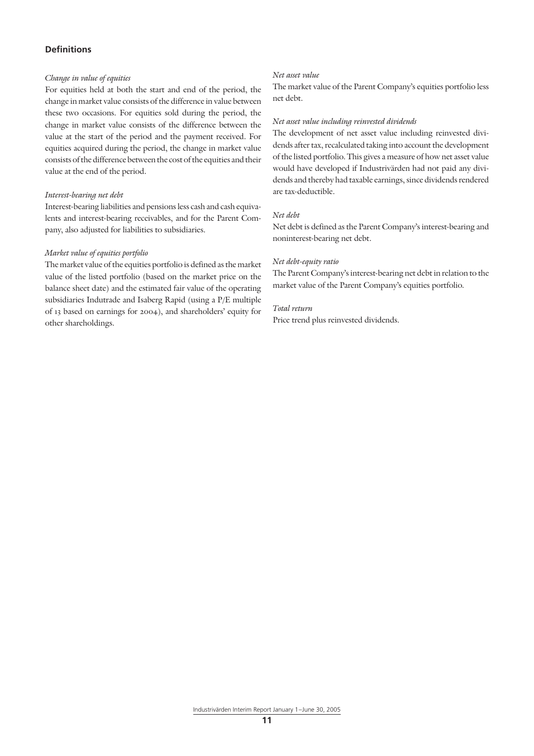## Definitions

*Change in value of equities*

For equities held at both the start and end of the period, the change in market value consists of the difference in value between these two occasions. For equities sold during the period, the change in market value consists of the difference between the value at the start of the period and the payment received. For equities acquired during the period, the change in market value consists of the difference between the cost of the equities and their value at the end of the period.

*Interest-bearing net debt*

Interest-bearing liabilities and pensions less cash and cash equivalents and interest-bearing receivables, and for the Parent Company, also adjusted for liabilities to subsidiaries.

*Market value of equities portfolio*

The market value of the equities portfolio is defined as the market value of the listed portfolio (based on the market price on the balance sheet date) and the estimated fair value of the operating subsidiaries Indutrade and Isaberg Rapid (using a P/E multiple of 13 based on earnings for 2004), and shareholders' equity for other shareholdings.

*Net asset value*

The market value of the Parent Company's equities portfolio less net debt.

*Net asset value including reinvested dividends*

The development of net asset value including reinvested dividends after tax, recalculated taking into account the development of the listed portfolio. This gives a measure of how net asset value would have developed if Industrivärden had not paid any dividends and thereby had taxable earnings, since dividends rendered are tax-deductible.

*Net debt*

Net debt is defined as the Parent Company's interest-bearing and noninterest-bearing net debt.

*Net debt-equity ratio*

The Parent Company's interest-bearing net debt in relation to the market value of the Parent Company's equities portfolio.

*Total return*

Price trend plus reinvested dividends.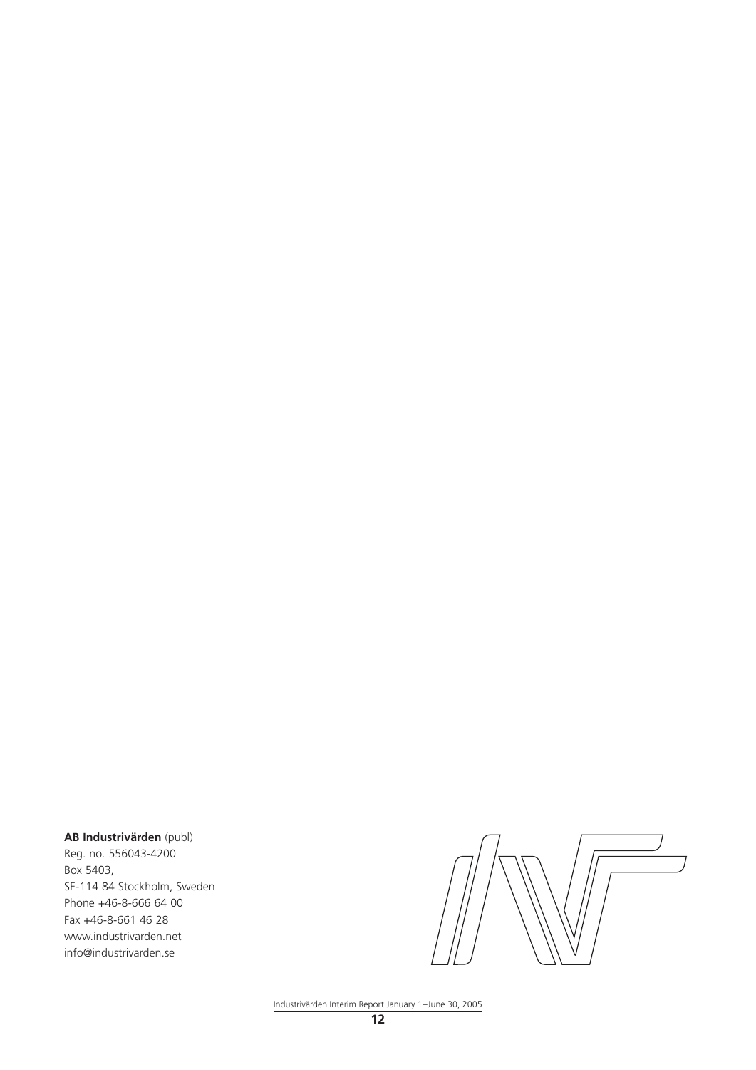**AB Industrivärden** (publ)
Reg. no. 556043-4200
Box 5403,
SE-114 84 Stockholm, Sweden
Phone +46-8-666 64 00
Fax +46-8-661 46 28
www.industrivarden.net
info@industrivarden.se